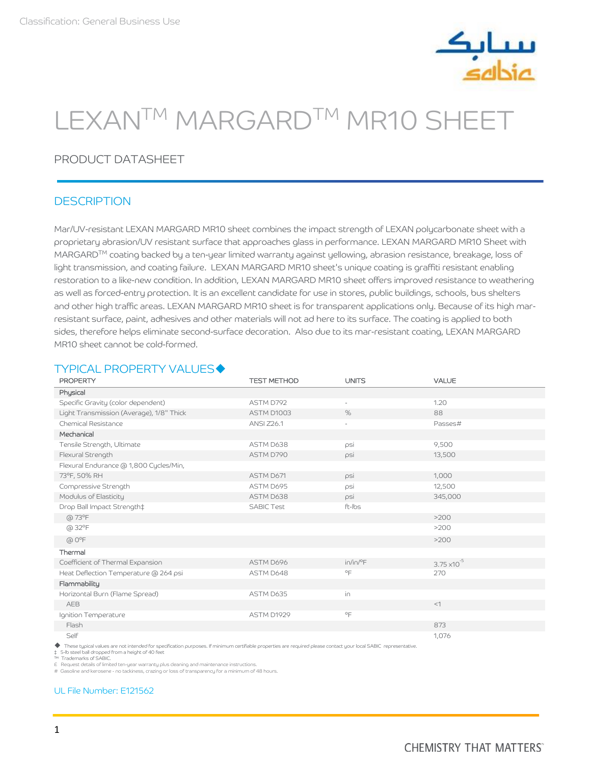Classification: General Business Use

# LEXAN™ MARGARD™ MR10 SHEET

PRODUCT DATASHEET

## DESCRIPTION

Mar/UV-resistant LEXAN MARGARD MR10 sheet combines the impact strength of LEXAN polycarbonate sheet with a proprietary abrasion/UV resistant surface that approaches glass in performance. LEXAN MARGARD MR10 Sheet with MARGARD™ coating backed by a ten-year limited warranty against yellowing, abrasion resistance, breakage, loss of light transmission, and coating failure. LEXAN MARGARD MR10 sheet's unique coating is graffiti resistant enabling restoration to a like-new condition. In addition, LEXAN MARGARD MR10 sheet offers improved resistance to weathering as well as forced-entry protection. It is an excellent candidate for use in stores, public buildings, schools, bus shelters and other high traffic areas. LEXAN MARGARD MR10 sheet is for transparent applications only. Because of its high mar-resistant surface, paint, adhesives and other materials will not ad here to its surface. The coating is applied to both sides, therefore helps eliminate second-surface decoration. Also due to its mar-resistant coating, LEXAN MARGARD MR10 sheet cannot be cold-formed.

## TYPICAL PROPERTY VALUES◆

| PROPERTY | TEST METHOD | UNITS | VALUE |
|---|---|---|---|
| **Physical** | | | |
| Specific Gravity (color dependent) | ASTM D792 | - | 1.20 |
| Light Transmission (Average), 1/8" Thick | ASTM D1003 | % | 88 |
| Chemical Resistance | ANSI Z26.1 | - | Passes# |
| **Mechanical** | | | |
| Tensile Strength, Ultimate | ASTM D638 | psi | 9,500 |
| Flexural Strength | ASTM D790 | psi | 13,500 |
| Flexural Endurance @ 1,800 Cycles/Min, 73°F, 50% RH | ASTM D671 | psi | 1,000 |
| Compressive Strength | ASTM D695 | psi | 12,500 |
| Modulus of Elasticity | ASTM D638 | psi | 345,000 |
| Drop Ball Impact Strength‡ | SABIC Test | ft-lbs | |
| @ 73°F | | | >200 |
| @ 32°F | | | >200 |
| @ 0°F | | | >200 |
| **Thermal** | | | |
| Coefficient of Thermal Expansion | ASTM D696 | in/in/°F | $3.75 \times 10^{-5}$ |
| Heat Deflection Temperature @ 264 psi | ASTM D648 | °F | 270 |
| **Flammability** | | | |
| Horizontal Burn (Flame Spread) | ASTM D635 | in | |
| AEB | | | <1 |
| Ignition Temperature | ASTM D1929 | °F | |
| Flash | | | 873 |
| Self | | | 1,076 |

◆ These typical values are not intended for specification purposes. If minimum certifiable properties are required please contact your local SABIC representative.
‡ 5-lb steel ball dropped from a height of 40 feet
™ Trademarks of SABIC.
£ Request details of limited ten-year warranty plus cleaning and maintenance instructions.
# Gasoline and kerosene - no tackiness, crazing or loss of transparency for a minimum of 48 hours.

UL File Number: E121562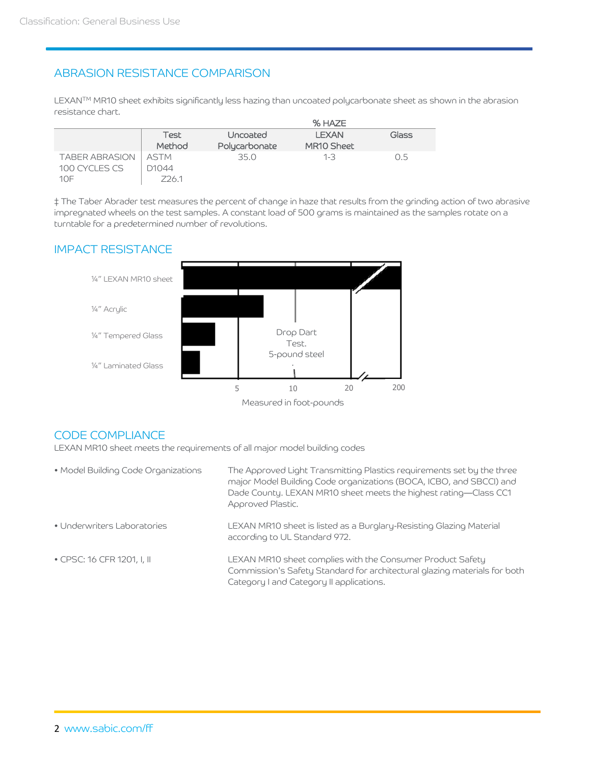## ABRASION RESISTANCE COMPARISON

LEXAN[TM] MR10 sheet exhibits significantly less hazing than uncoated polycarbonate sheet as shown in the abrasion resistance chart.

| | Test Method | % HAZE Uncoated Polycarbonate | LEXAN MR10 Sheet | Glass |
|---|---|---|---|---|
| TABER ABRASION 100 CYCLES CS 10F | ASTM D1044 Z26.1 | 35.0 | 1-3 | 0.5 |

‡ The Taber Abrader test measures the percent of change in haze that results from the grinding action of two abrasive impregnated wheels on the test samples. A constant load of 500 grams is maintained as the samples rotate on a turntable for a predetermined number of revolutions.

## IMPACT RESISTANCE

¼" LEXAN MR10 sheet

¼" Acrylic

¼" Tempered Glass

¼" Laminated Glass

Drop Dart Test. 5-pound steel

5 10 20 200

Measured in foot-pounds

## CODE COMPLIANCE

LEXAN MR10 sheet meets the requirements of all major model building codes

- **Model Building Code Organizations** — The Approved Light Transmitting Plastics requirements set by the three major Model Building Code organizations (BOCA, ICBO, and SBCCI) and Dade County. LEXAN MR10 sheet meets the highest rating—Class CC1 Approved Plastic.
- **Underwriters Laboratories** — LEXAN MR10 sheet is listed as a Burglary-Resisting Glazing Material according to UL Standard 972.
- **CPSC: 16 CFR 1201, I, II** — LEXAN MR10 sheet complies with the Consumer Product Safety Commission's Safety Standard for architectural glazing materials for both Category I and Category II applications.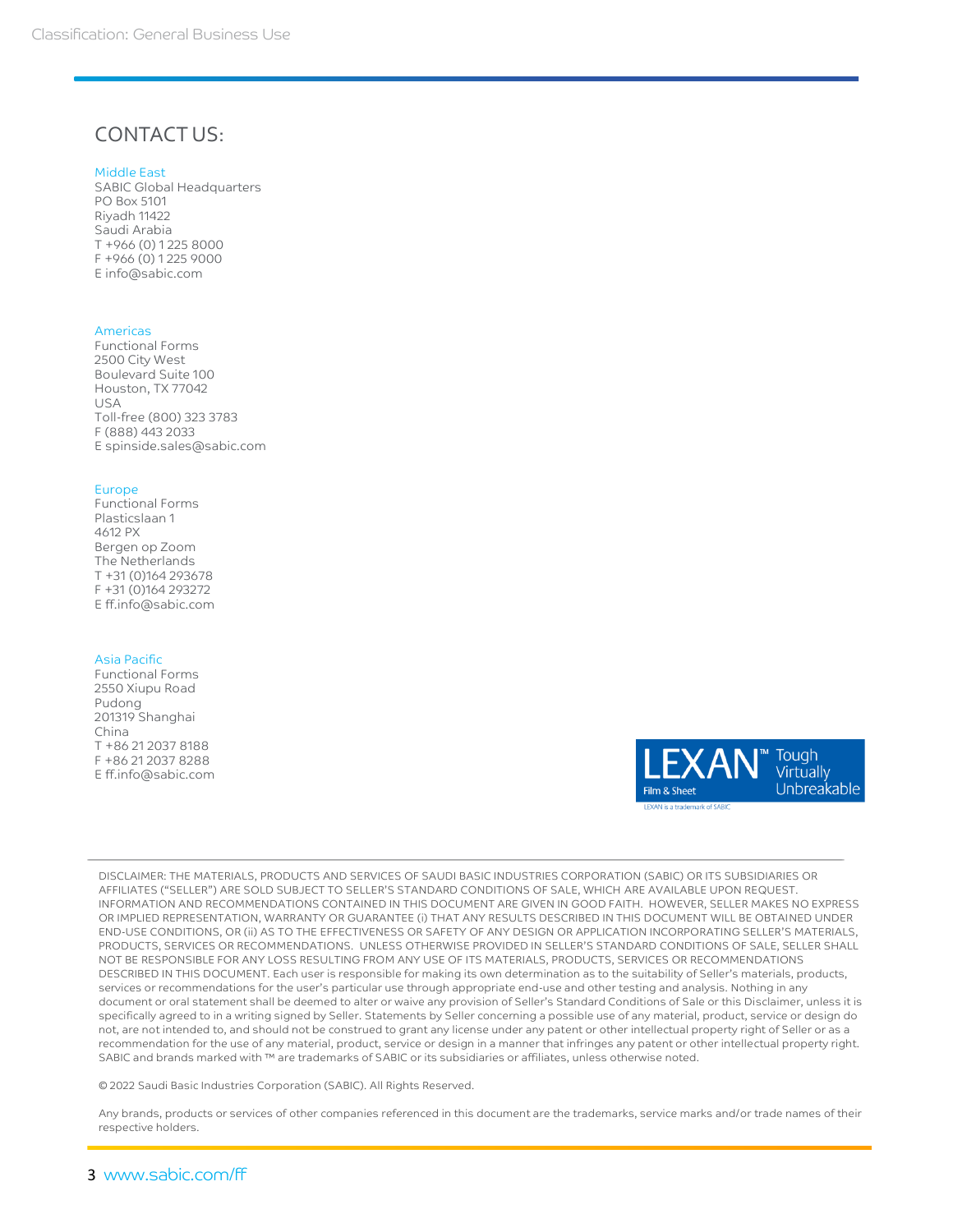## CONTACT US:

Middle East
SABIC Global Headquarters
PO Box 5101
Riyadh 11422
Saudi Arabia
T +966 (0) 1 225 8000
F +966 (0) 1 225 9000
E info@sabic.com

Americas
Functional Forms
2500 City West
Boulevard Suite 100
Houston, TX 77042
USA
Toll-free (800) 323 3783
F (888) 443 2033
E spinside.sales@sabic.com

Europe
Functional Forms
Plasticslaan 1
4612 PX
Bergen op Zoom
The Netherlands
T +31 (0)164 293678
F +31 (0)164 293272
E ff.info@sabic.com

Asia Pacific
Functional Forms
2550 Xiupu Road
Pudong
201319 Shanghai
China
T +86 21 2037 8188
F +86 21 2037 8288
E ff.info@sabic.com

LEXAN™ Film & Sheet Tough Virtually Unbreakable

LEXAN is a trademark of SABIC

DISCLAIMER: THE MATERIALS, PRODUCTS AND SERVICES OF SAUDI BASIC INDUSTRIES CORPORATION (SABIC) OR ITS SUBSIDIARIES OR AFFILIATES ("SELLER") ARE SOLD SUBJECT TO SELLER'S STANDARD CONDITIONS OF SALE, WHICH ARE AVAILABLE UPON REQUEST. INFORMATION AND RECOMMENDATIONS CONTAINED IN THIS DOCUMENT ARE GIVEN IN GOOD FAITH. HOWEVER, SELLER MAKES NO EXPRESS OR IMPLIED REPRESENTATION, WARRANTY OR GUARANTEE (i) THAT ANY RESULTS DESCRIBED IN THIS DOCUMENT WILL BE OBTAINED UNDER END-USE CONDITIONS, OR (ii) AS TO THE EFFECTIVENESS OR SAFETY OF ANY DESIGN OR APPLICATION INCORPORATING SELLER'S MATERIALS, PRODUCTS, SERVICES OR RECOMMENDATIONS. UNLESS OTHERWISE PROVIDED IN SELLER'S STANDARD CONDITIONS OF SALE, SELLER SHALL NOT BE RESPONSIBLE FOR ANY LOSS RESULTING FROM ANY USE OF ITS MATERIALS, PRODUCTS, SERVICES OR RECOMMENDATIONS DESCRIBED IN THIS DOCUMENT. Each user is responsible for making its own determination as to the suitability of Seller's materials, products, services or recommendations for the user's particular use through appropriate end-use and other testing and analysis. Nothing in any document or oral statement shall be deemed to alter or waive any provision of Seller's Standard Conditions of Sale or this Disclaimer, unless it is specifically agreed to in a writing signed by Seller. Statements by Seller concerning a possible use of any material, product, service or design do not, are not intended to, and should not be construed to grant any license under any patent or other intellectual property right of Seller or as a recommendation for the use of any material, product, service or design in a manner that infringes any patent or other intellectual property right. SABIC and brands marked with ™ are trademarks of SABIC or its subsidiaries or affiliates, unless otherwise noted.

© 2022 Saudi Basic Industries Corporation (SABIC). All Rights Reserved.

Any brands, products or services of other companies referenced in this document are the trademarks, service marks and/or trade names of their respective holders.

www.sabic.com/ff